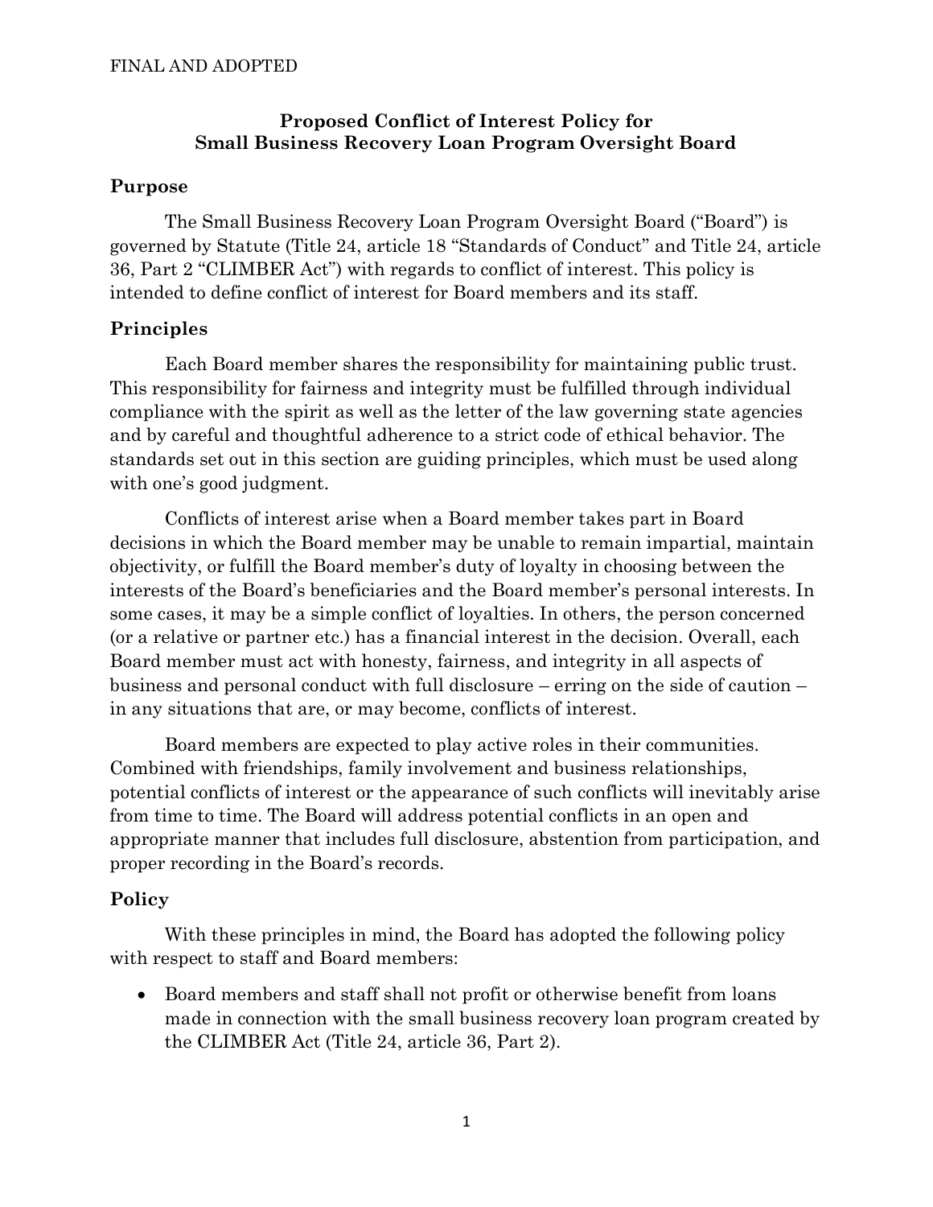FINAL AND ADOPTED

# Proposed Conflict of Interest Policy for Small Business Recovery Loan Program Oversight Board

## Purpose

The Small Business Recovery Loan Program Oversight Board ("Board") is governed by Statute (Title 24, article 18 "Standards of Conduct" and Title 24, article 36, Part 2 "CLIMBER Act") with regards to conflict of interest. This policy is intended to define conflict of interest for Board members and its staff.

## Principles

Each Board member shares the responsibility for maintaining public trust. This responsibility for fairness and integrity must be fulfilled through individual compliance with the spirit as well as the letter of the law governing state agencies and by careful and thoughtful adherence to a strict code of ethical behavior. The standards set out in this section are guiding principles, which must be used along with one's good judgment.

Conflicts of interest arise when a Board member takes part in Board decisions in which the Board member may be unable to remain impartial, maintain objectivity, or fulfill the Board member's duty of loyalty in choosing between the interests of the Board's beneficiaries and the Board member's personal interests. In some cases, it may be a simple conflict of loyalties. In others, the person concerned (or a relative or partner etc.) has a financial interest in the decision. Overall, each Board member must act with honesty, fairness, and integrity in all aspects of business and personal conduct with full disclosure – erring on the side of caution – in any situations that are, or may become, conflicts of interest.

Board members are expected to play active roles in their communities. Combined with friendships, family involvement and business relationships, potential conflicts of interest or the appearance of such conflicts will inevitably arise from time to time. The Board will address potential conflicts in an open and appropriate manner that includes full disclosure, abstention from participation, and proper recording in the Board's records.

## Policy

With these principles in mind, the Board has adopted the following policy with respect to staff and Board members:

- Board members and staff shall not profit or otherwise benefit from loans made in connection with the small business recovery loan program created by the CLIMBER Act (Title 24, article 36, Part 2).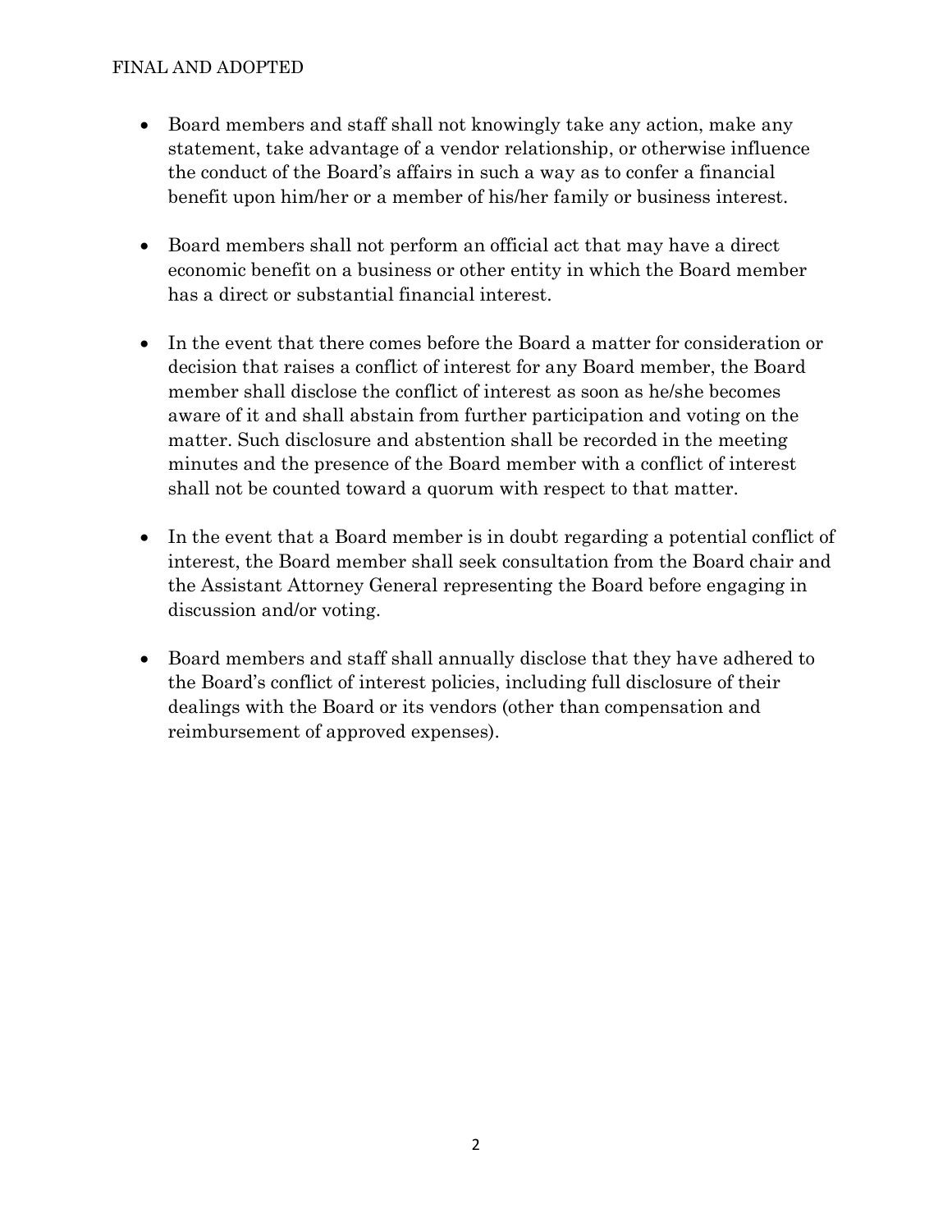- Board members and staff shall not knowingly take any action, make any statement, take advantage of a vendor relationship, or otherwise influence the conduct of the Board's affairs in such a way as to confer a financial benefit upon him/her or a member of his/her family or business interest.

- Board members shall not perform an official act that may have a direct economic benefit on a business or other entity in which the Board member has a direct or substantial financial interest.

- In the event that there comes before the Board a matter for consideration or decision that raises a conflict of interest for any Board member, the Board member shall disclose the conflict of interest as soon as he/she becomes aware of it and shall abstain from further participation and voting on the matter. Such disclosure and abstention shall be recorded in the meeting minutes and the presence of the Board member with a conflict of interest shall not be counted toward a quorum with respect to that matter.

- In the event that a Board member is in doubt regarding a potential conflict of interest, the Board member shall seek consultation from the Board chair and the Assistant Attorney General representing the Board before engaging in discussion and/or voting.

- Board members and staff shall annually disclose that they have adhered to the Board's conflict of interest policies, including full disclosure of their dealings with the Board or its vendors (other than compensation and reimbursement of approved expenses).